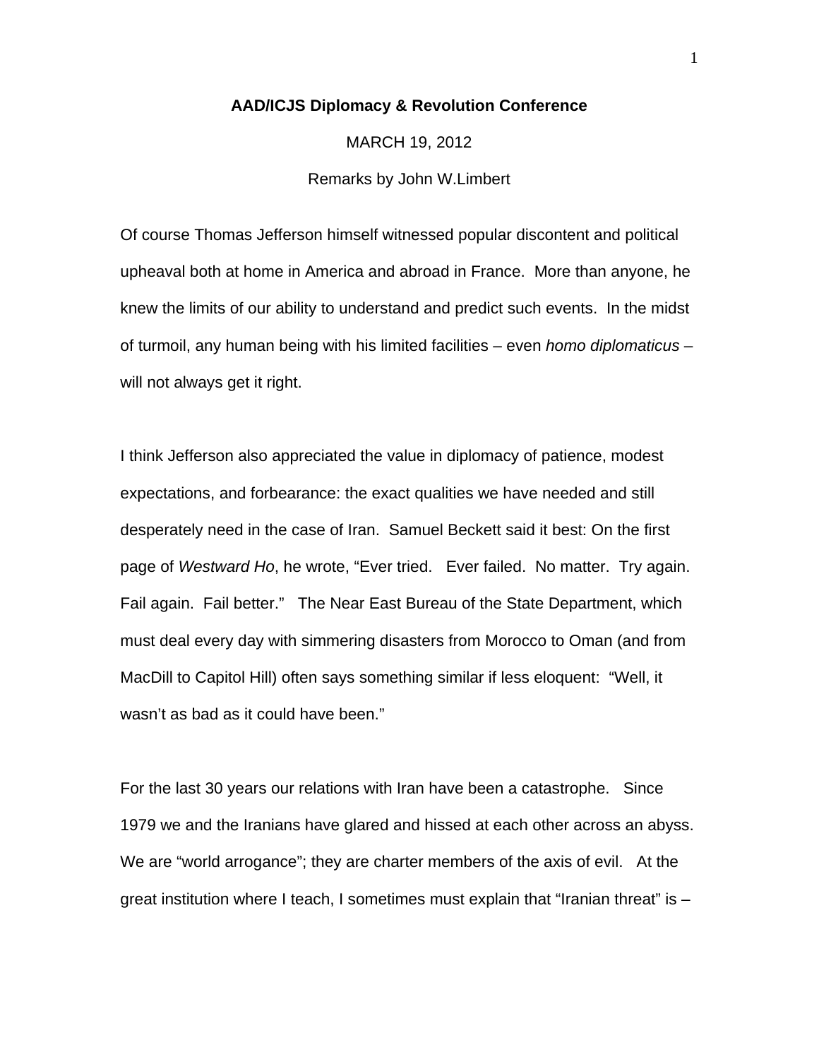**AAD/ICJS Diplomacy & Revolution Conference**

MARCH 19, 2012

Remarks by John W.Limbert

Of course Thomas Jefferson himself witnessed popular discontent and political upheaval both at home in America and abroad in France. More than anyone, he knew the limits of our ability to understand and predict such events. In the midst of turmoil, any human being with his limited facilities – even *homo diplomaticus* – will not always get it right.

I think Jefferson also appreciated the value in diplomacy of patience, modest expectations, and forbearance: the exact qualities we have needed and still desperately need in the case of Iran. Samuel Beckett said it best: On the first page of *Westward Ho*, he wrote, "Ever tried. Ever failed. No matter. Try again. Fail again. Fail better." The Near East Bureau of the State Department, which must deal every day with simmering disasters from Morocco to Oman (and from MacDill to Capitol Hill) often says something similar if less eloquent: "Well, it wasn't as bad as it could have been."

For the last 30 years our relations with Iran have been a catastrophe. Since 1979 we and the Iranians have glared and hissed at each other across an abyss. We are "world arrogance"; they are charter members of the axis of evil. At the great institution where I teach, I sometimes must explain that "Iranian threat" is –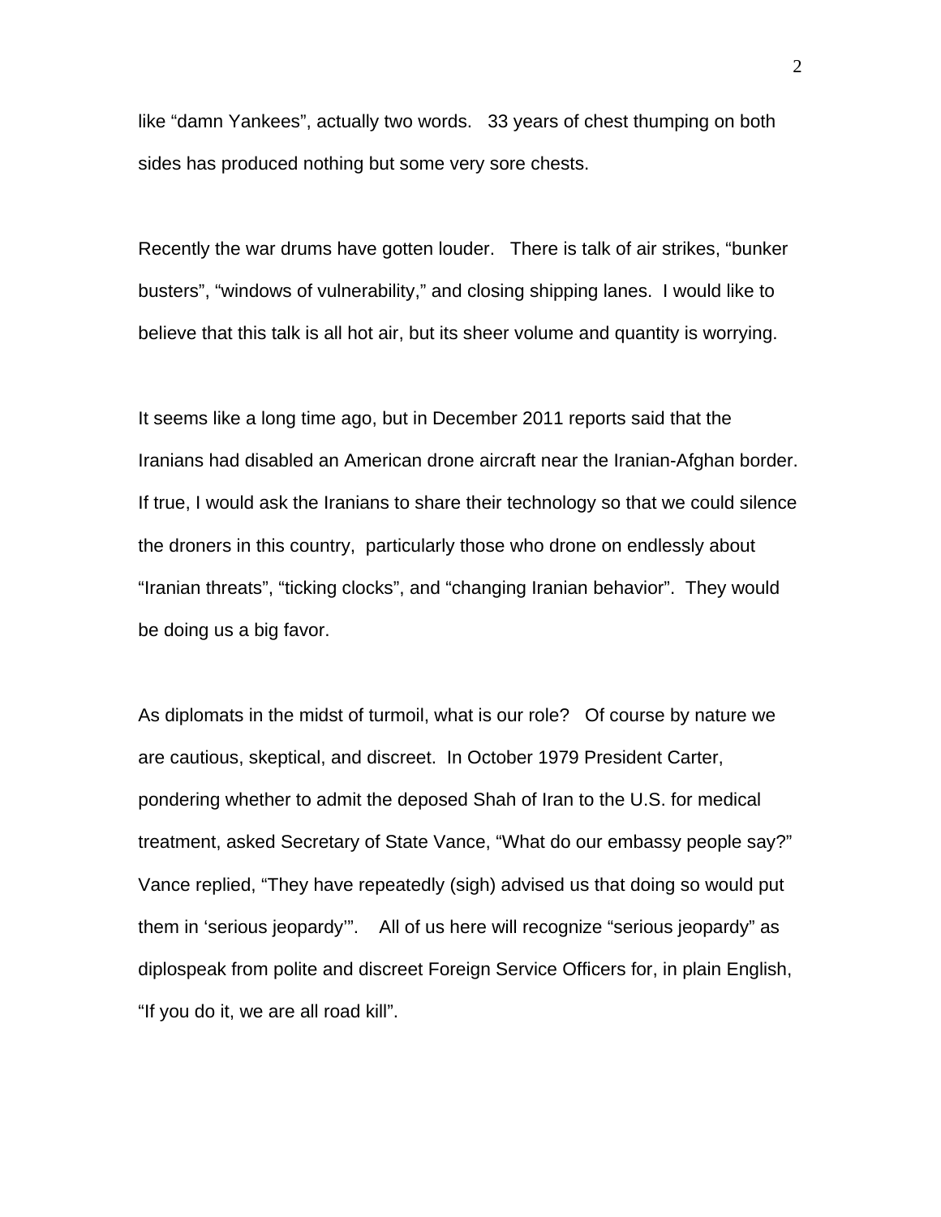like “damn Yankees”, actually two words. 33 years of chest thumping on both sides has produced nothing but some very sore chests.

Recently the war drums have gotten louder. There is talk of air strikes, “bunker busters”, “windows of vulnerability,” and closing shipping lanes. I would like to believe that this talk is all hot air, but its sheer volume and quantity is worrying.

It seems like a long time ago, but in December 2011 reports said that the Iranians had disabled an American drone aircraft near the Iranian-Afghan border. If true, I would ask the Iranians to share their technology so that we could silence the droners in this country, particularly those who drone on endlessly about “Iranian threats”, “ticking clocks”, and “changing Iranian behavior”. They would be doing us a big favor.

As diplomats in the midst of turmoil, what is our role? Of course by nature we are cautious, skeptical, and discreet. In October 1979 President Carter, pondering whether to admit the deposed Shah of Iran to the U.S. for medical treatment, asked Secretary of State Vance, “What do our embassy people say?” Vance replied, “They have repeatedly (sigh) advised us that doing so would put them in ‘serious jeopardy’”. All of us here will recognize “serious jeopardy” as diplospeak from polite and discreet Foreign Service Officers for, in plain English, “If you do it, we are all road kill”.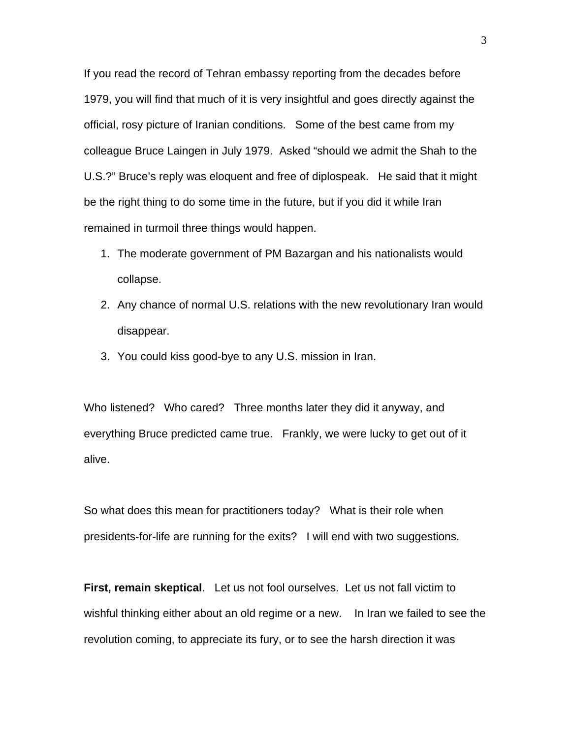If you read the record of Tehran embassy reporting from the decades before 1979, you will find that much of it is very insightful and goes directly against the official, rosy picture of Iranian conditions. Some of the best came from my colleague Bruce Laingen in July 1979. Asked "should we admit the Shah to the U.S.?" Bruce's reply was eloquent and free of diplospeak. He said that it might be the right thing to do some time in the future, but if you did it while Iran remained in turmoil three things would happen.

1. The moderate government of PM Bazargan and his nationalists would collapse.
2. Any chance of normal U.S. relations with the new revolutionary Iran would disappear.
3. You could kiss good-bye to any U.S. mission in Iran.

Who listened? Who cared? Three months later they did it anyway, and everything Bruce predicted came true. Frankly, we were lucky to get out of it alive.

So what does this mean for practitioners today? What is their role when presidents-for-life are running for the exits? I will end with two suggestions.

**First, remain skeptical**. Let us not fool ourselves. Let us not fall victim to wishful thinking either about an old regime or a new. In Iran we failed to see the revolution coming, to appreciate its fury, or to see the harsh direction it was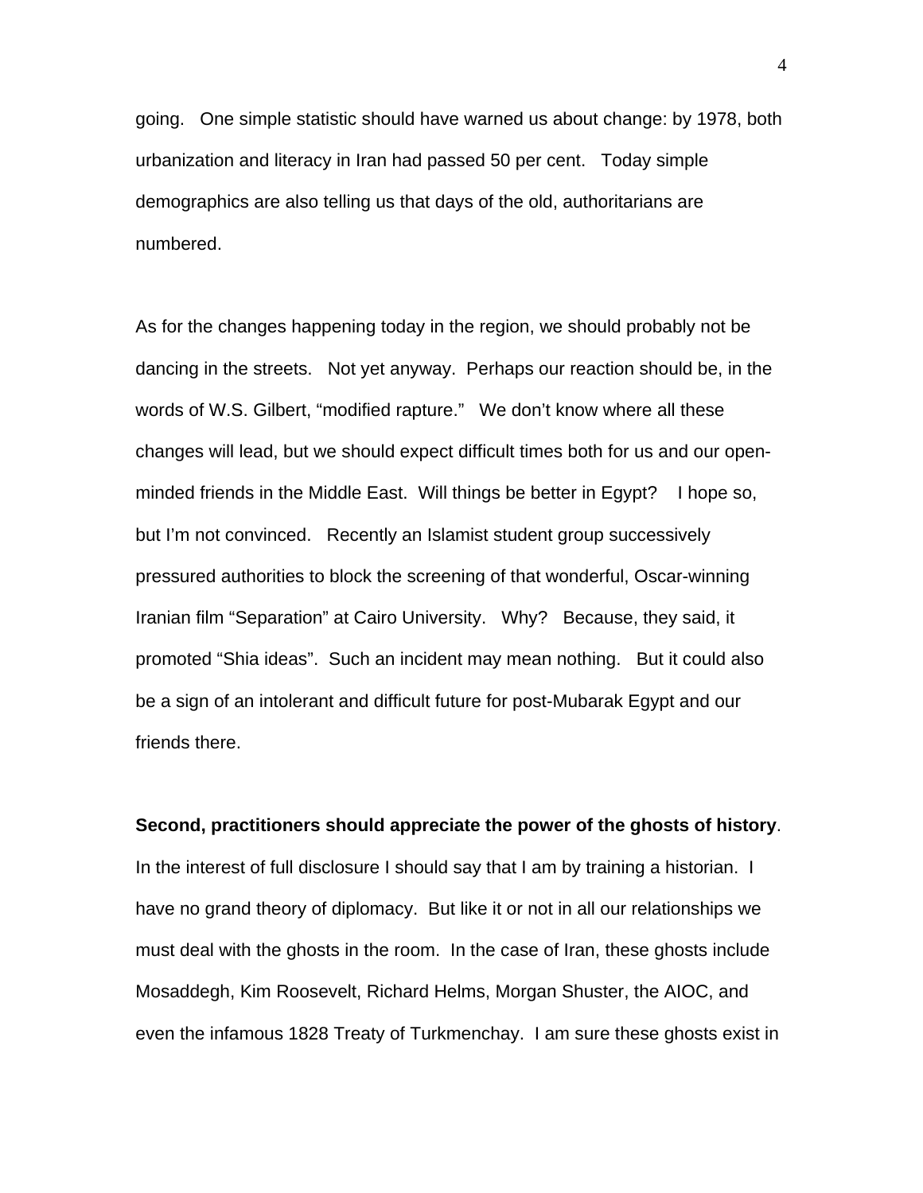going. One simple statistic should have warned us about change: by 1978, both urbanization and literacy in Iran had passed 50 per cent. Today simple demographics are also telling us that days of the old, authoritarians are numbered.

As for the changes happening today in the region, we should probably not be dancing in the streets. Not yet anyway. Perhaps our reaction should be, in the words of W.S. Gilbert, "modified rapture." We don't know where all these changes will lead, but we should expect difficult times both for us and our open-minded friends in the Middle East. Will things be better in Egypt? I hope so, but I'm not convinced. Recently an Islamist student group successively pressured authorities to block the screening of that wonderful, Oscar-winning Iranian film "Separation" at Cairo University. Why? Because, they said, it promoted "Shia ideas". Such an incident may mean nothing. But it could also be a sign of an intolerant and difficult future for post-Mubarak Egypt and our friends there.

**Second, practitioners should appreciate the power of the ghosts of history**. In the interest of full disclosure I should say that I am by training a historian. I have no grand theory of diplomacy. But like it or not in all our relationships we must deal with the ghosts in the room. In the case of Iran, these ghosts include Mosaddegh, Kim Roosevelt, Richard Helms, Morgan Shuster, the AIOC, and even the infamous 1828 Treaty of Turkmenchay. I am sure these ghosts exist in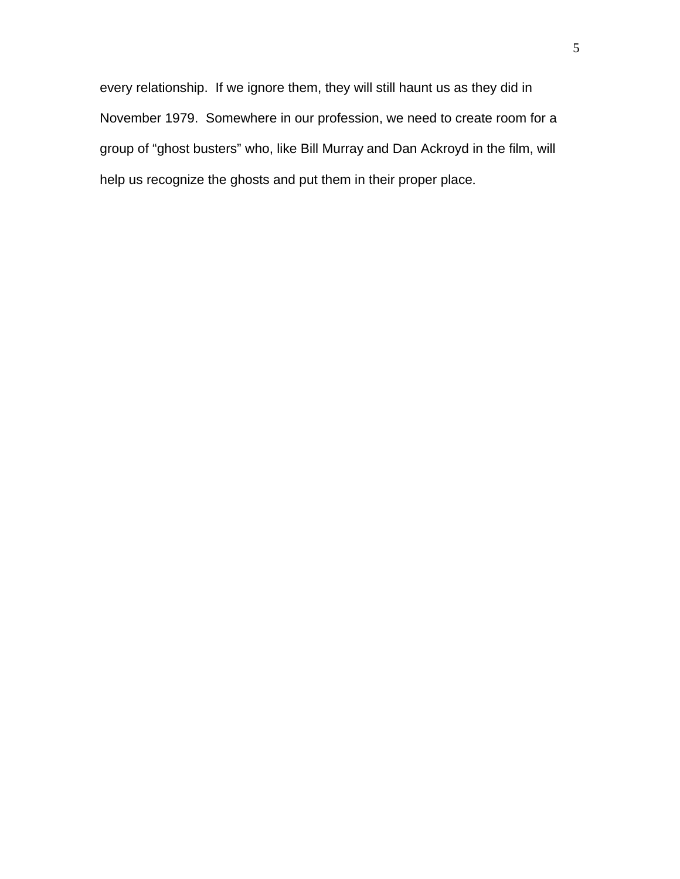every relationship. If we ignore them, they will still haunt us as they did in November 1979. Somewhere in our profession, we need to create room for a group of "ghost busters" who, like Bill Murray and Dan Ackroyd in the film, will help us recognize the ghosts and put them in their proper place.